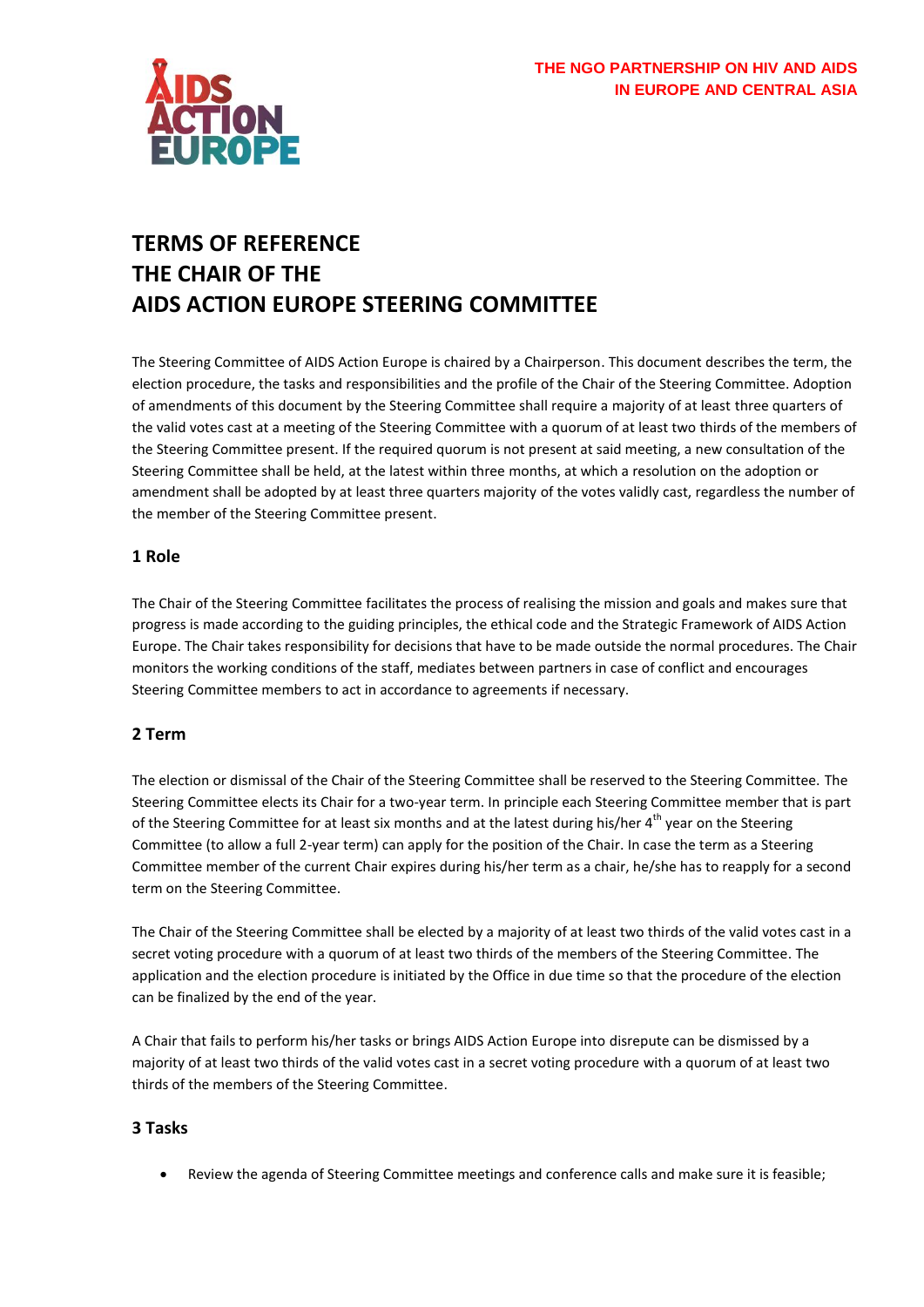THE NGO PARTNERSHIP ON HIV AND AIDS
IN EUROPE AND CENTRAL ASIA

# TERMS OF REFERENCE
# THE CHAIR OF THE
# AIDS ACTION EUROPE STEERING COMMITTEE

The Steering Committee of AIDS Action Europe is chaired by a Chairperson. This document describes the term, the election procedure, the tasks and responsibilities and the profile of the Chair of the Steering Committee. Adoption of amendments of this document by the Steering Committee shall require a majority of at least three quarters of the valid votes cast at a meeting of the Steering Committee with a quorum of at least two thirds of the members of the Steering Committee present. If the required quorum is not present at said meeting, a new consultation of the Steering Committee shall be held, at the latest within three months, at which a resolution on the adoption or amendment shall be adopted by at least three quarters majority of the votes validly cast, regardless the number of the member of the Steering Committee present.

## 1 Role

The Chair of the Steering Committee facilitates the process of realising the mission and goals and makes sure that progress is made according to the guiding principles, the ethical code and the Strategic Framework of AIDS Action Europe. The Chair takes responsibility for decisions that have to be made outside the normal procedures. The Chair monitors the working conditions of the staff, mediates between partners in case of conflict and encourages Steering Committee members to act in accordance to agreements if necessary.

## 2 Term

The election or dismissal of the Chair of the Steering Committee shall be reserved to the Steering Committee. The Steering Committee elects its Chair for a two-year term. In principle each Steering Committee member that is part of the Steering Committee for at least six months and at the latest during his/her 4th year on the Steering Committee (to allow a full 2-year term) can apply for the position of the Chair. In case the term as a Steering Committee member of the current Chair expires during his/her term as a chair, he/she has to reapply for a second term on the Steering Committee.

The Chair of the Steering Committee shall be elected by a majority of at least two thirds of the valid votes cast in a secret voting procedure with a quorum of at least two thirds of the members of the Steering Committee. The application and the election procedure is initiated by the Office in due time so that the procedure of the election can be finalized by the end of the year.

A Chair that fails to perform his/her tasks or brings AIDS Action Europe into disrepute can be dismissed by a majority of at least two thirds of the valid votes cast in a secret voting procedure with a quorum of at least two thirds of the members of the Steering Committee.

## 3 Tasks

- Review the agenda of Steering Committee meetings and conference calls and make sure it is feasible;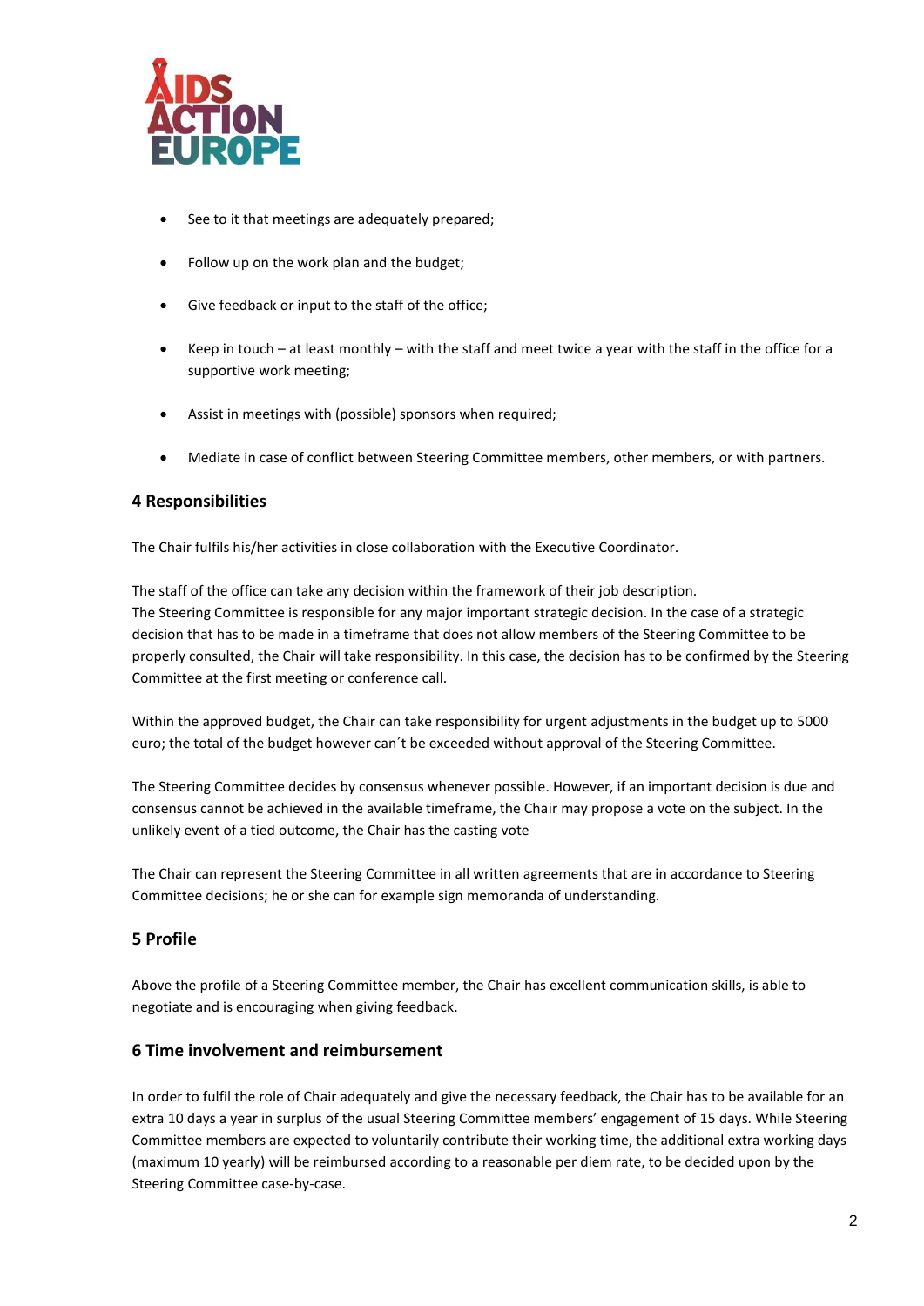- See to it that meetings are adequately prepared;
- Follow up on the work plan and the budget;
- Give feedback or input to the staff of the office;
- Keep in touch – at least monthly – with the staff and meet twice a year with the staff in the office for a supportive work meeting;
- Assist in meetings with (possible) sponsors when required;
- Mediate in case of conflict between Steering Committee members, other members, or with partners.

## 4 Responsibilities

The Chair fulfils his/her activities in close collaboration with the Executive Coordinator.

The staff of the office can take any decision within the framework of their job description.
The Steering Committee is responsible for any major important strategic decision. In the case of a strategic decision that has to be made in a timeframe that does not allow members of the Steering Committee to be properly consulted, the Chair will take responsibility. In this case, the decision has to be confirmed by the Steering Committee at the first meeting or conference call.

Within the approved budget, the Chair can take responsibility for urgent adjustments in the budget up to 5000 euro; the total of the budget however can´t be exceeded without approval of the Steering Committee.

The Steering Committee decides by consensus whenever possible. However, if an important decision is due and consensus cannot be achieved in the available timeframe, the Chair may propose a vote on the subject. In the unlikely event of a tied outcome, the Chair has the casting vote

The Chair can represent the Steering Committee in all written agreements that are in accordance to Steering Committee decisions; he or she can for example sign memoranda of understanding.

## 5 Profile

Above the profile of a Steering Committee member, the Chair has excellent communication skills, is able to negotiate and is encouraging when giving feedback.

## 6 Time involvement and reimbursement

In order to fulfil the role of Chair adequately and give the necessary feedback, the Chair has to be available for an extra 10 days a year in surplus of the usual Steering Committee members' engagement of 15 days. While Steering Committee members are expected to voluntarily contribute their working time, the additional extra working days (maximum 10 yearly) will be reimbursed according to a reasonable per diem rate, to be decided upon by the Steering Committee case-by-case.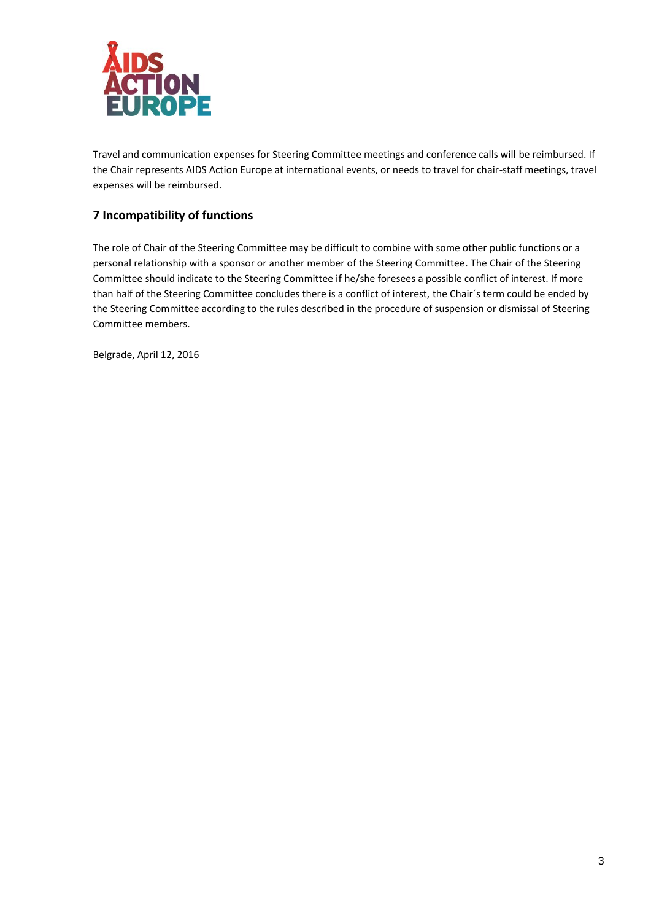Travel and communication expenses for Steering Committee meetings and conference calls will be reimbursed. If the Chair represents AIDS Action Europe at international events, or needs to travel for chair-staff meetings, travel expenses will be reimbursed.

## 7 Incompatibility of functions

The role of Chair of the Steering Committee may be difficult to combine with some other public functions or a personal relationship with a sponsor or another member of the Steering Committee. The Chair of the Steering Committee should indicate to the Steering Committee if he/she foresees a possible conflict of interest. If more than half of the Steering Committee concludes there is a conflict of interest, the Chair´s term could be ended by the Steering Committee according to the rules described in the procedure of suspension or dismissal of Steering Committee members.

Belgrade, April 12, 2016